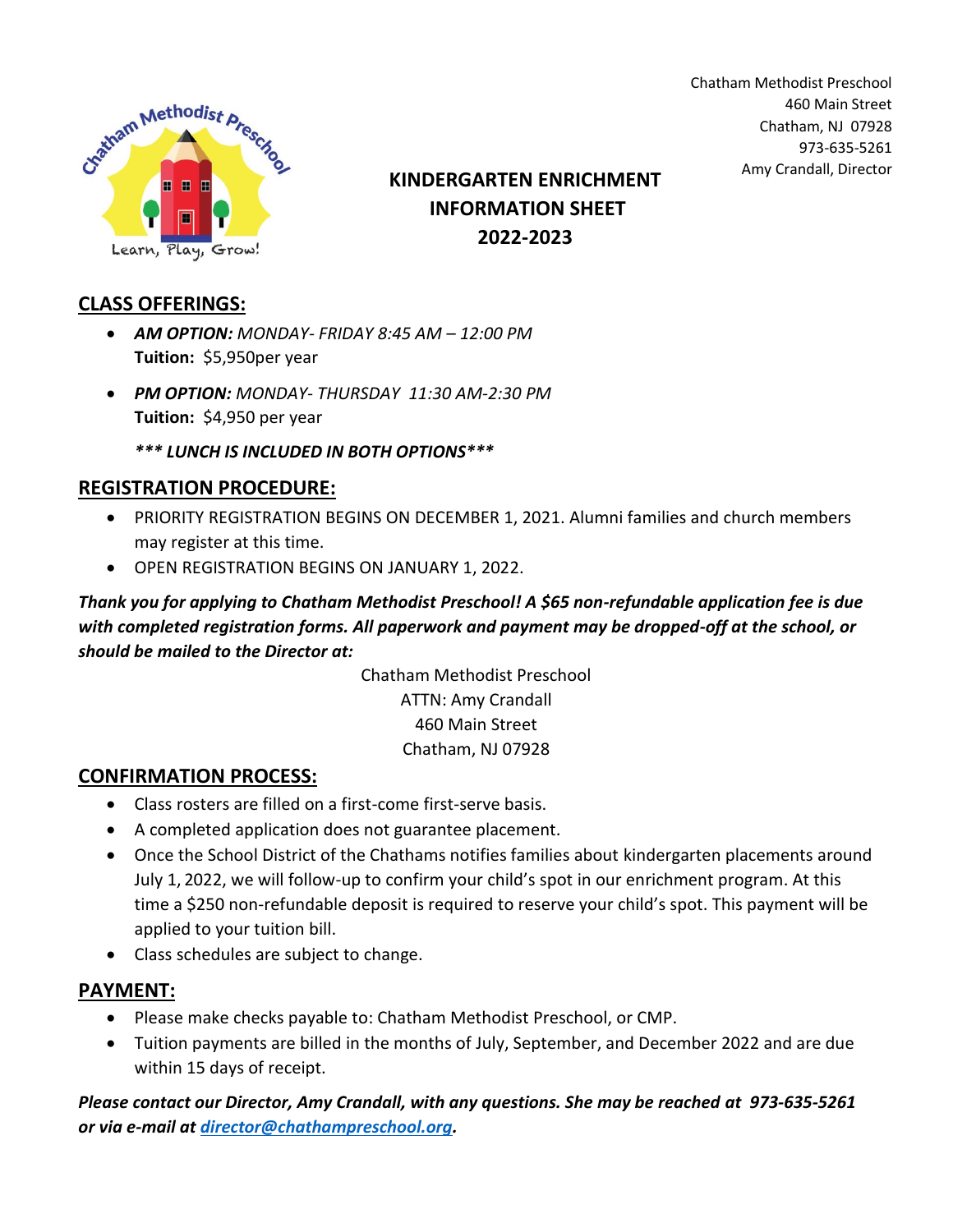Chatham Methodist Preschool
460 Main Street
Chatham, NJ 07928
973-635-5261
Amy Crandall, Director

# KINDERGARTEN ENRICHMENT INFORMATION SHEET 2022-2023

## CLASS OFFERINGS:

- ***AM OPTION:*** *MONDAY- FRIDAY 8:45 AM – 12:00 PM*
  **Tuition:** $5,950per year
- ***PM OPTION:*** *MONDAY- THURSDAY 11:30 AM-2:30 PM*
  **Tuition:** $4,950 per year

  ***\*\*\* LUNCH IS INCLUDED IN BOTH OPTIONS\*\*\****

## REGISTRATION PROCEDURE:

- PRIORITY REGISTRATION BEGINS ON DECEMBER 1, 2021. Alumni families and church members may register at this time.
- OPEN REGISTRATION BEGINS ON JANUARY 1, 2022.

***Thank you for applying to Chatham Methodist Preschool! A $65 non-refundable application fee is due with completed registration forms. All paperwork and payment may be dropped-off at the school, or should be mailed to the Director at:***

Chatham Methodist Preschool
ATTN: Amy Crandall
460 Main Street
Chatham, NJ 07928

## CONFIRMATION PROCESS:

- Class rosters are filled on a first-come first-serve basis.
- A completed application does not guarantee placement.
- Once the School District of the Chathams notifies families about kindergarten placements around July 1, 2022, we will follow-up to confirm your child's spot in our enrichment program. At this time a $250 non-refundable deposit is required to reserve your child's spot. This payment will be applied to your tuition bill.
- Class schedules are subject to change.

## PAYMENT:

- Please make checks payable to: Chatham Methodist Preschool, or CMP.
- Tuition payments are billed in the months of July, September, and December 2022 and are due within 15 days of receipt.

***Please contact our Director, Amy Crandall, with any questions. She may be reached at 973-635-5261 or via e-mail at director@chathampreschool.org.***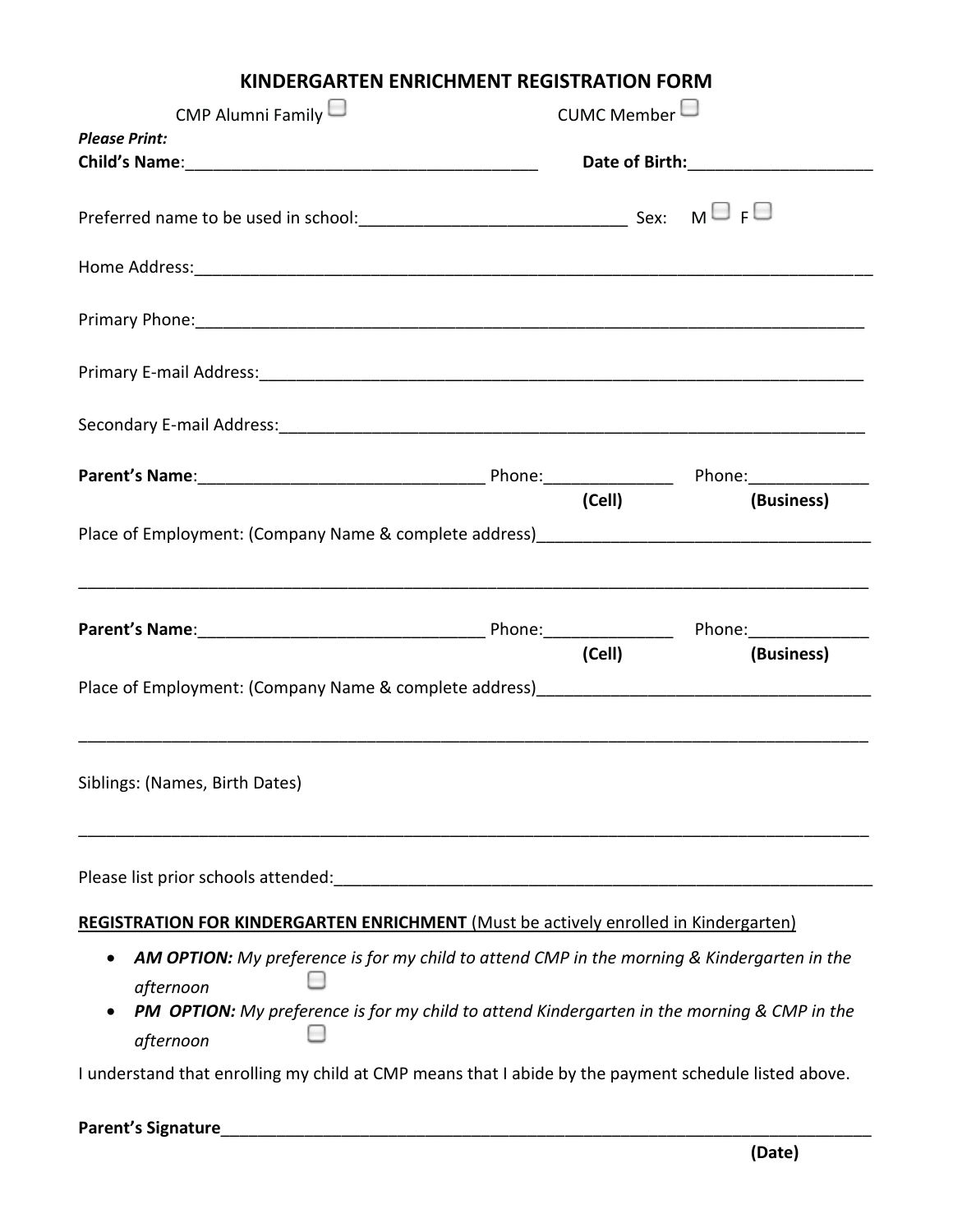# KINDERGARTEN ENRICHMENT REGISTRATION FORM

CMP Alumni Family ☐ CUMC Member ☐

***Please Print:***

**Child's Name**:______________________________________ **Date of Birth:**____________________

Preferred name to be used in school:_____________________________ Sex: M ☐ F ☐

Home Address:___________________________________________________________________________

Primary Phone:__________________________________________________________________________

Primary E-mail Address:_________________________________________________________________

Secondary E-mail Address:_______________________________________________________________

**Parent's Name**:_______________________________ Phone:______________ Phone:_____________
**(Cell)** **(Business)**

Place of Employment: (Company Name & complete address)____________________________________

_______________________________________________________________________________________

**Parent's Name**:_______________________________ Phone:______________ Phone:_____________
**(Cell)** **(Business)**

Place of Employment: (Company Name & complete address)____________________________________

_______________________________________________________________________________________

Siblings: (Names, Birth Dates)

_______________________________________________________________________________________

Please list prior schools attended:______________________________________________________

<u>**REGISTRATION FOR KINDERGARTEN ENRICHMENT**</u> <u>(Must be actively enrolled in Kindergarten)</u>

- ***AM OPTION:*** *My preference is for my child to attend CMP in the morning & Kindergarten in the afternoon* ☐
- ***PM OPTION:*** *My preference is for my child to attend Kindergarten in the morning & CMP in the afternoon* ☐

I understand that enrolling my child at CMP means that I abide by the payment schedule listed above.

**Parent's Signature**_____________________________________________________________________
**(Date)**